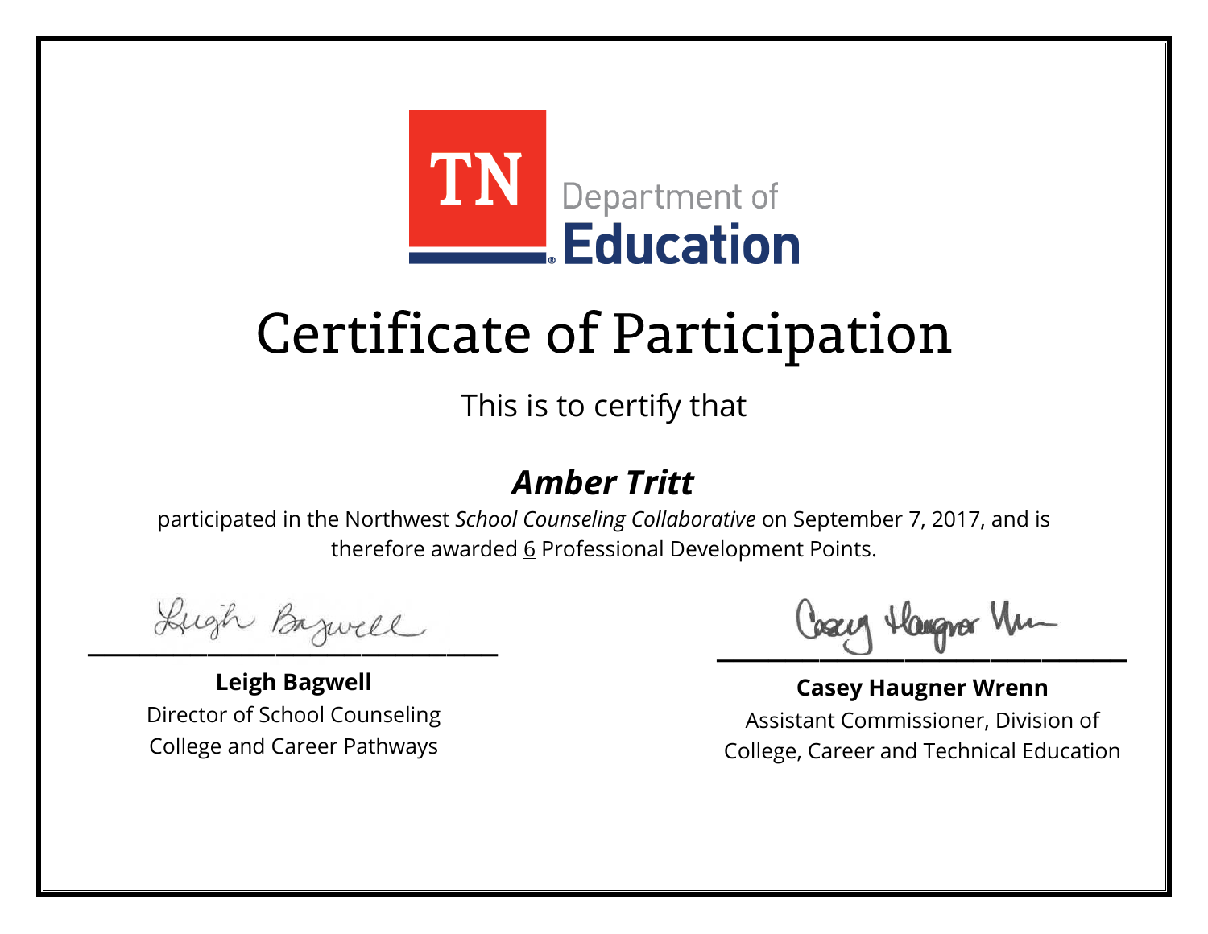TN Department of Education

# Certificate of Participation

This is to certify that

## *Amber Tritt*

participated in the Northwest *School Counseling Collaborative* on September 7, 2017, and is therefore awarded 6 Professional Development Points.

**Leigh Bagwell**
Director of School Counseling
College and Career Pathways

**Casey Haugner Wrenn**
Assistant Commissioner, Division of
College, Career and Technical Education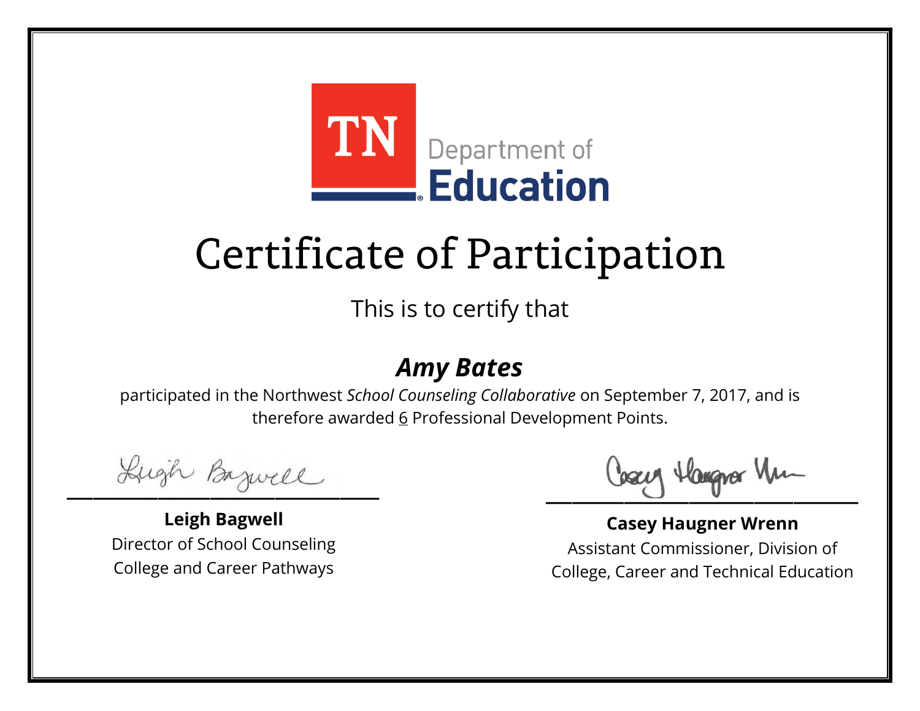TN Department of Education

# Certificate of Participation

This is to certify that

## ***Amy Bates***

participated in the Northwest *School Counseling Collaborative* on September 7, 2017, and is therefore awarded 6 Professional Development Points.

**Leigh Bagwell**
Director of School Counseling
College and Career Pathways

**Casey Haugner Wrenn**
Assistant Commissioner, Division of
College, Career and Technical Education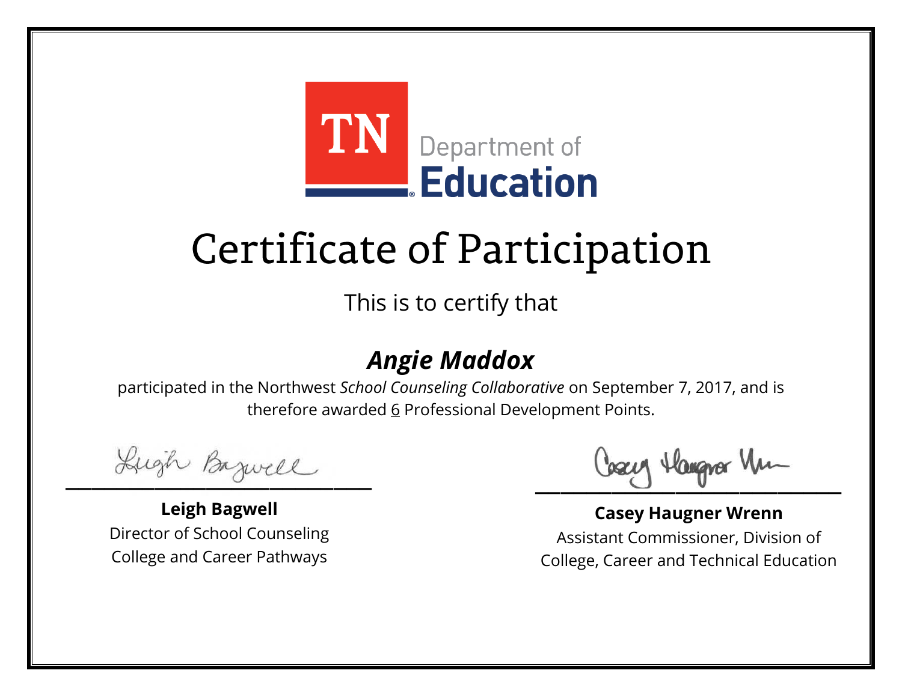TN Department of Education

# Certificate of Participation

This is to certify that

## ***Angie Maddox***

participated in the Northwest *School Counseling Collaborative* on September 7, 2017, and is therefore awarded 6 Professional Development Points.

**Leigh Bagwell**
Director of School Counseling
College and Career Pathways

**Casey Haugner Wrenn**
Assistant Commissioner, Division of
College, Career and Technical Education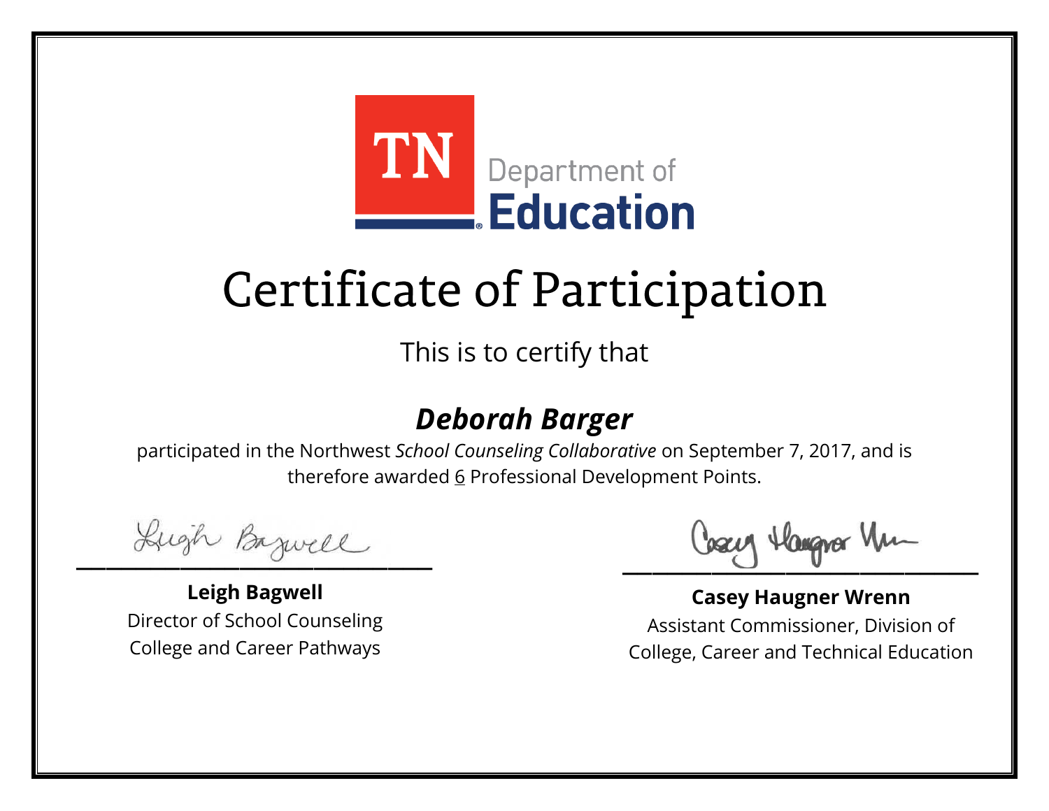TN Department of **Education**

# Certificate of Participation

This is to certify that

## ***Deborah Barger***

participated in the Northwest *School Counseling Collaborative* on September 7, 2017, and is therefore awarded 6 Professional Development Points.

**Leigh Bagwell**
Director of School Counseling
College and Career Pathways

**Casey Haugner Wrenn**
Assistant Commissioner, Division of
College, Career and Technical Education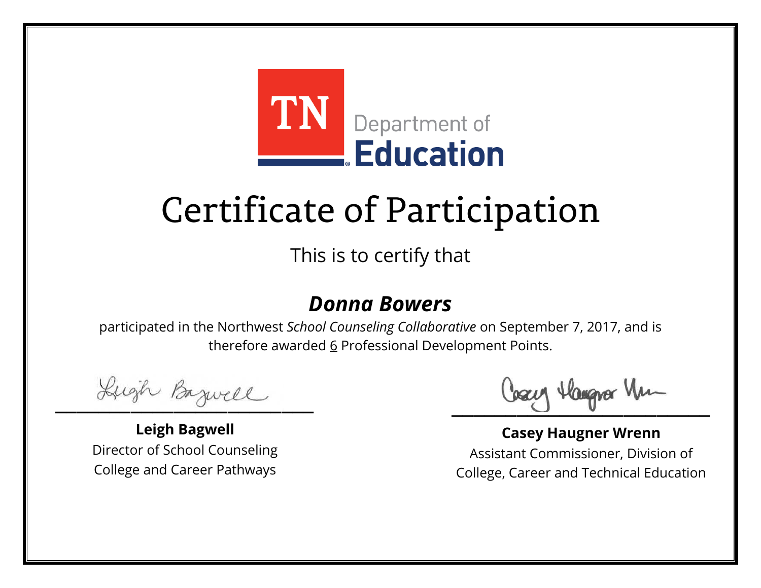TN Department of **Education**

# Certificate of Participation

This is to certify that

## ***Donna Bowers***

participated in the Northwest *School Counseling Collaborative* on September 7, 2017, and is therefore awarded 6 Professional Development Points.

**Leigh Bagwell**
Director of School Counseling
College and Career Pathways

**Casey Haugner Wrenn**
Assistant Commissioner, Division of
College, Career and Technical Education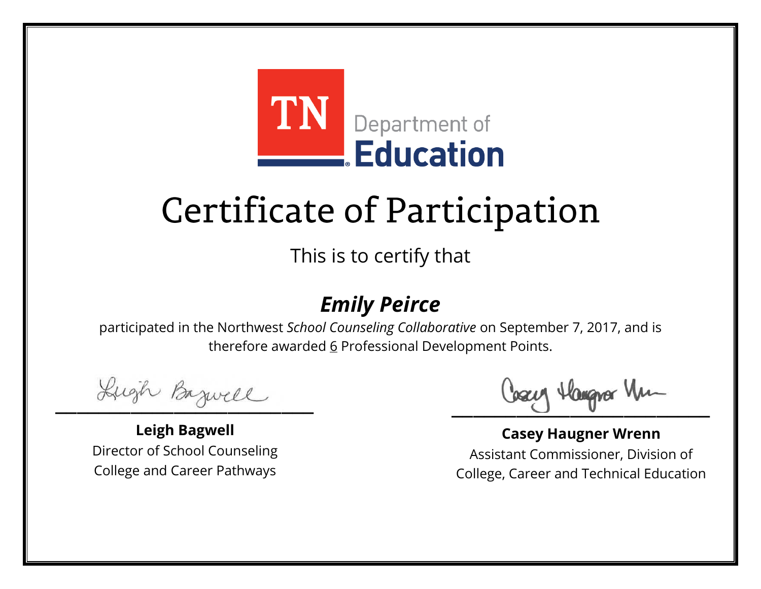TN Department of Education

# Certificate of Participation

This is to certify that

## *Emily Peirce*

participated in the Northwest *School Counseling Collaborative* on September 7, 2017, and is therefore awarded 6 Professional Development Points.

**Leigh Bagwell**
Director of School Counseling
College and Career Pathways

**Casey Haugner Wrenn**
Assistant Commissioner, Division of
College, Career and Technical Education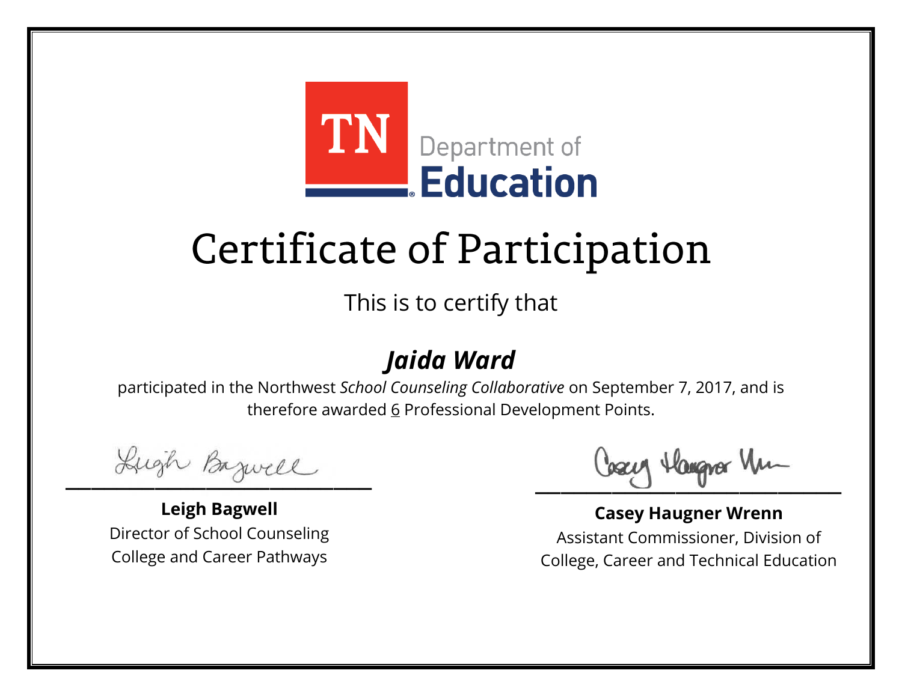TN Department of Education

# Certificate of Participation

This is to certify that

## ***Jaida Ward***

participated in the Northwest *School Counseling Collaborative* on September 7, 2017, and is therefore awarded 6 Professional Development Points.

**Leigh Bagwell**
Director of School Counseling
College and Career Pathways

**Casey Haugner Wrenn**
Assistant Commissioner, Division of
College, Career and Technical Education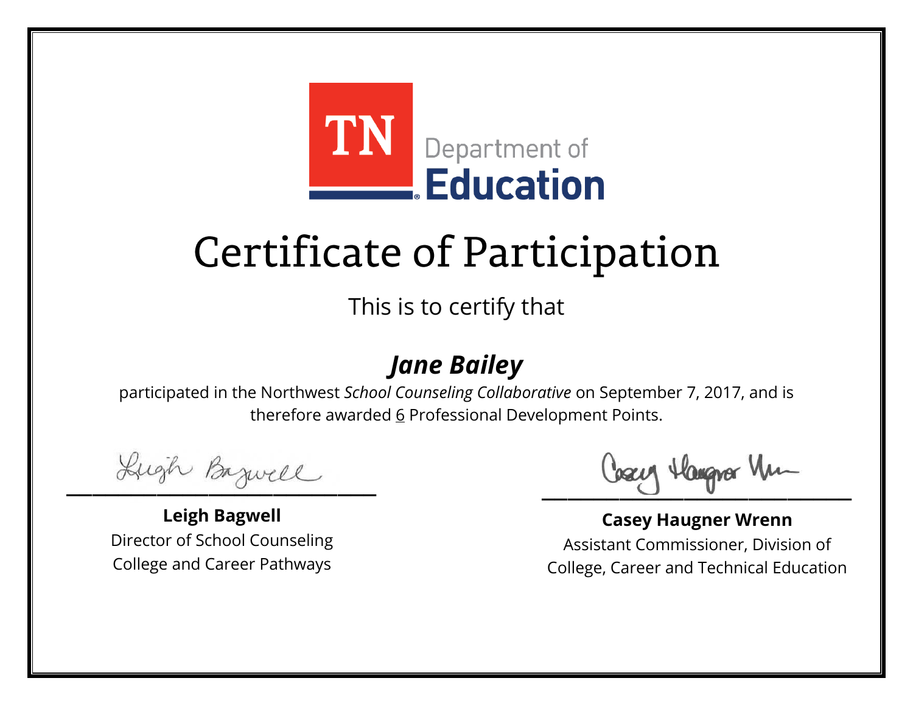TN Department of Education

# Certificate of Participation

This is to certify that

## *Jane Bailey*

participated in the Northwest *School Counseling Collaborative* on September 7, 2017, and is therefore awarded 6 Professional Development Points.

**Leigh Bagwell**
Director of School Counseling
College and Career Pathways

**Casey Haugner Wrenn**
Assistant Commissioner, Division of College, Career and Technical Education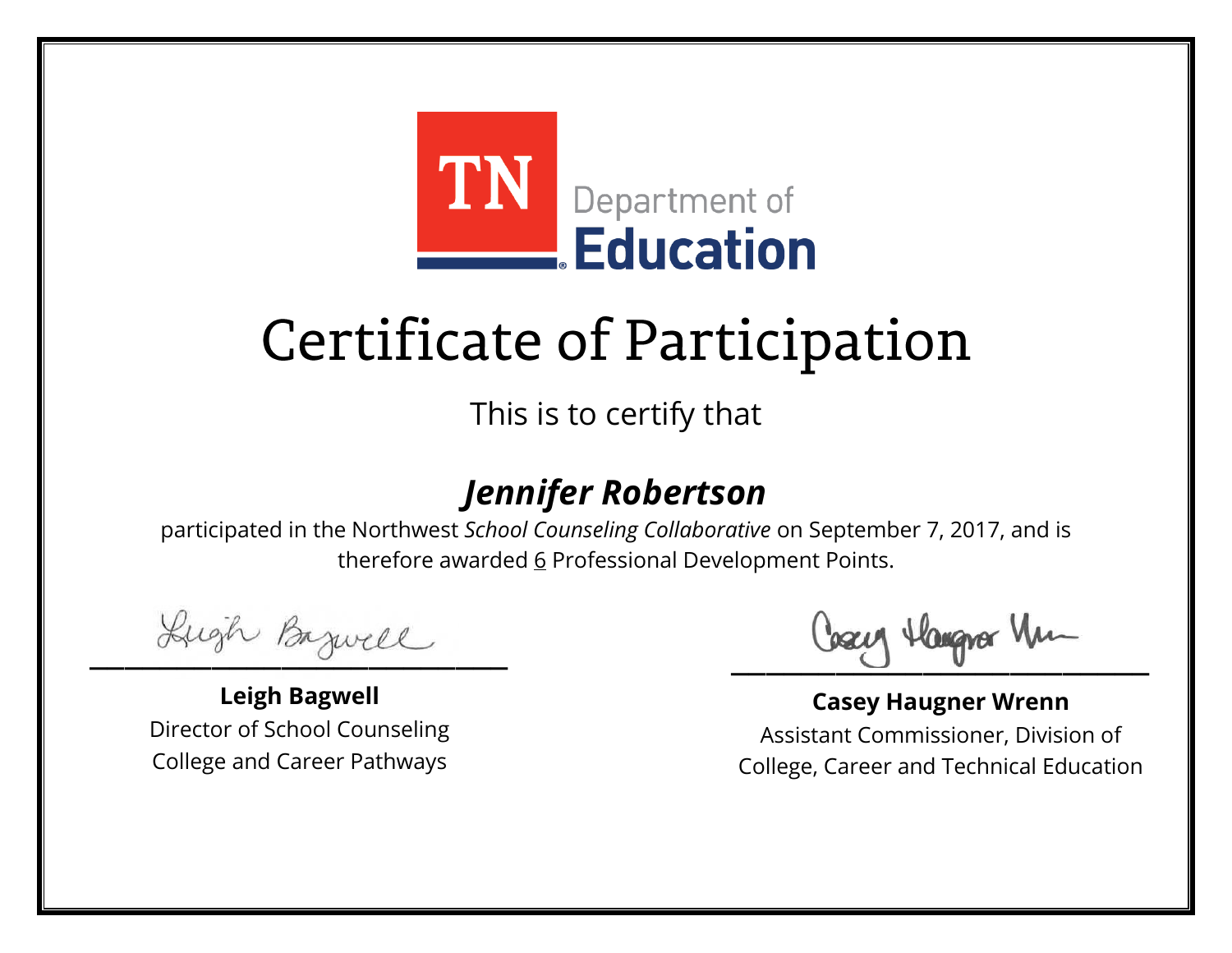TN Department of Education

# Certificate of Participation

This is to certify that

## *Jennifer Robertson*

participated in the Northwest *School Counseling Collaborative* on September 7, 2017, and is therefore awarded 6 Professional Development Points.

**Leigh Bagwell**
Director of School Counseling
College and Career Pathways

**Casey Haugner Wrenn**
Assistant Commissioner, Division of
College, Career and Technical Education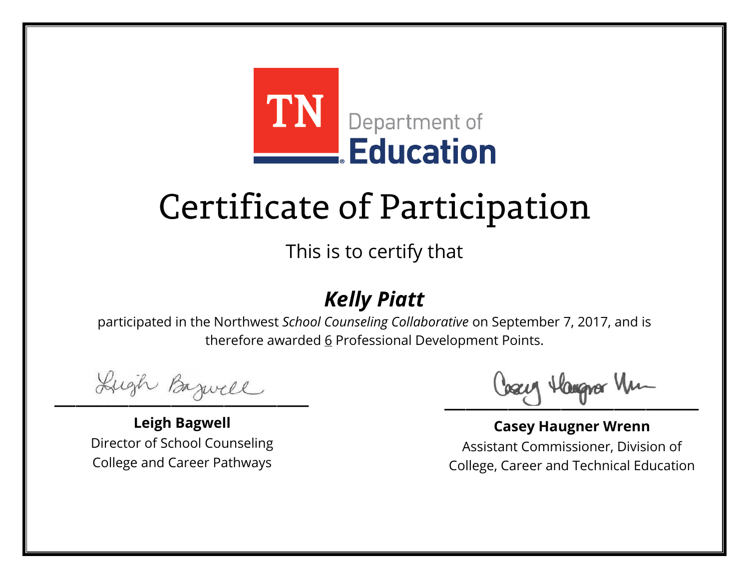TN Department of Education

# Certificate of Participation

This is to certify that

***Kelly Piatt***

participated in the Northwest *School Counseling Collaborative* on September 7, 2017, and is therefore awarded 6 Professional Development Points.

**Leigh Bagwell**
Director of School Counseling
College and Career Pathways

**Casey Haugner Wrenn**
Assistant Commissioner, Division of
College, Career and Technical Education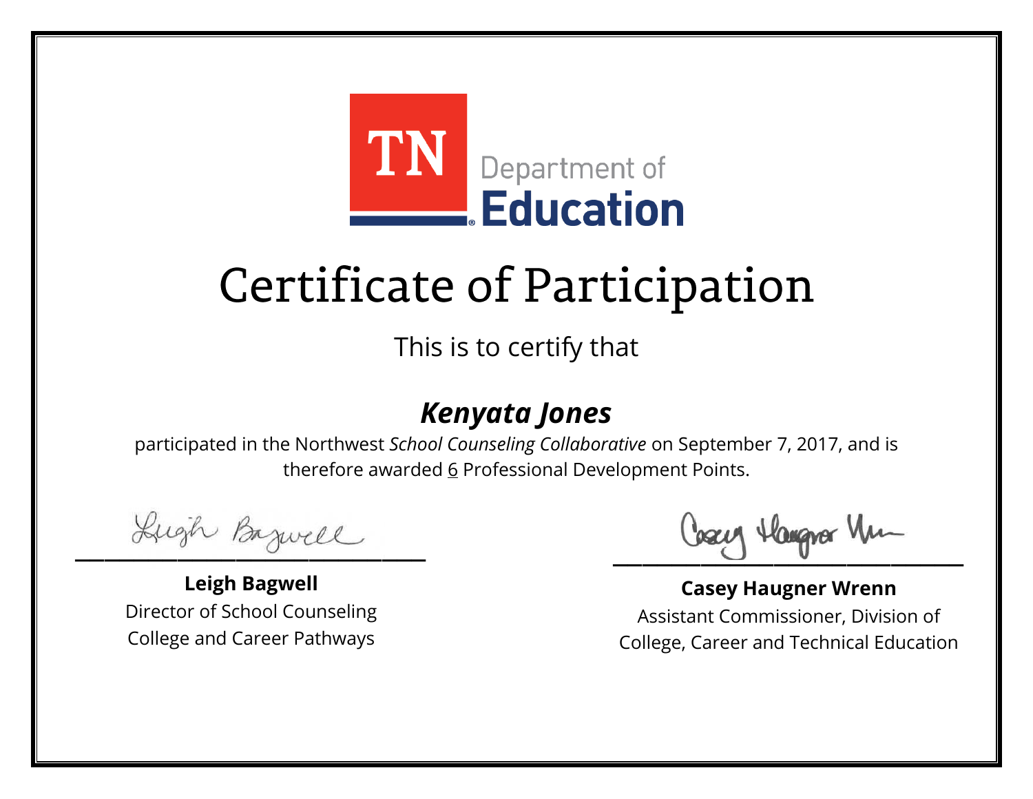TN Department of **Education**

# Certificate of Participation

This is to certify that

## ***Kenyata Jones***

participated in the Northwest *School Counseling Collaborative* on September 7, 2017, and is therefore awarded 6 Professional Development Points.

**Leigh Bagwell**
Director of School Counseling
College and Career Pathways

**Casey Haugner Wrenn**
Assistant Commissioner, Division of
College, Career and Technical Education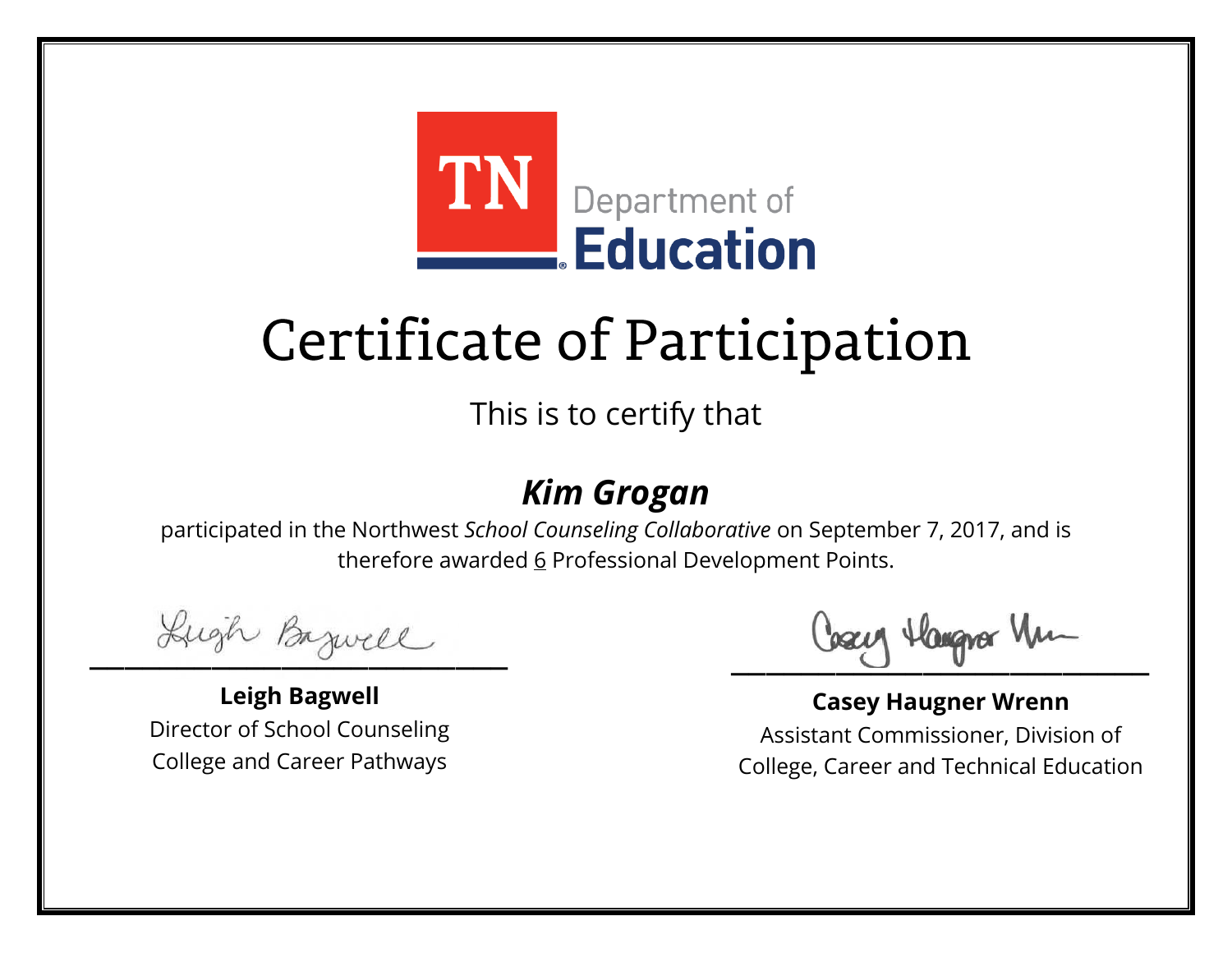TN Department of Education

# Certificate of Participation

This is to certify that

## *Kim Grogan*

participated in the Northwest *School Counseling Collaborative* on September 7, 2017, and is therefore awarded 6 Professional Development Points.

**Leigh Bagwell**
Director of School Counseling
College and Career Pathways

**Casey Haugner Wrenn**
Assistant Commissioner, Division of
College, Career and Technical Education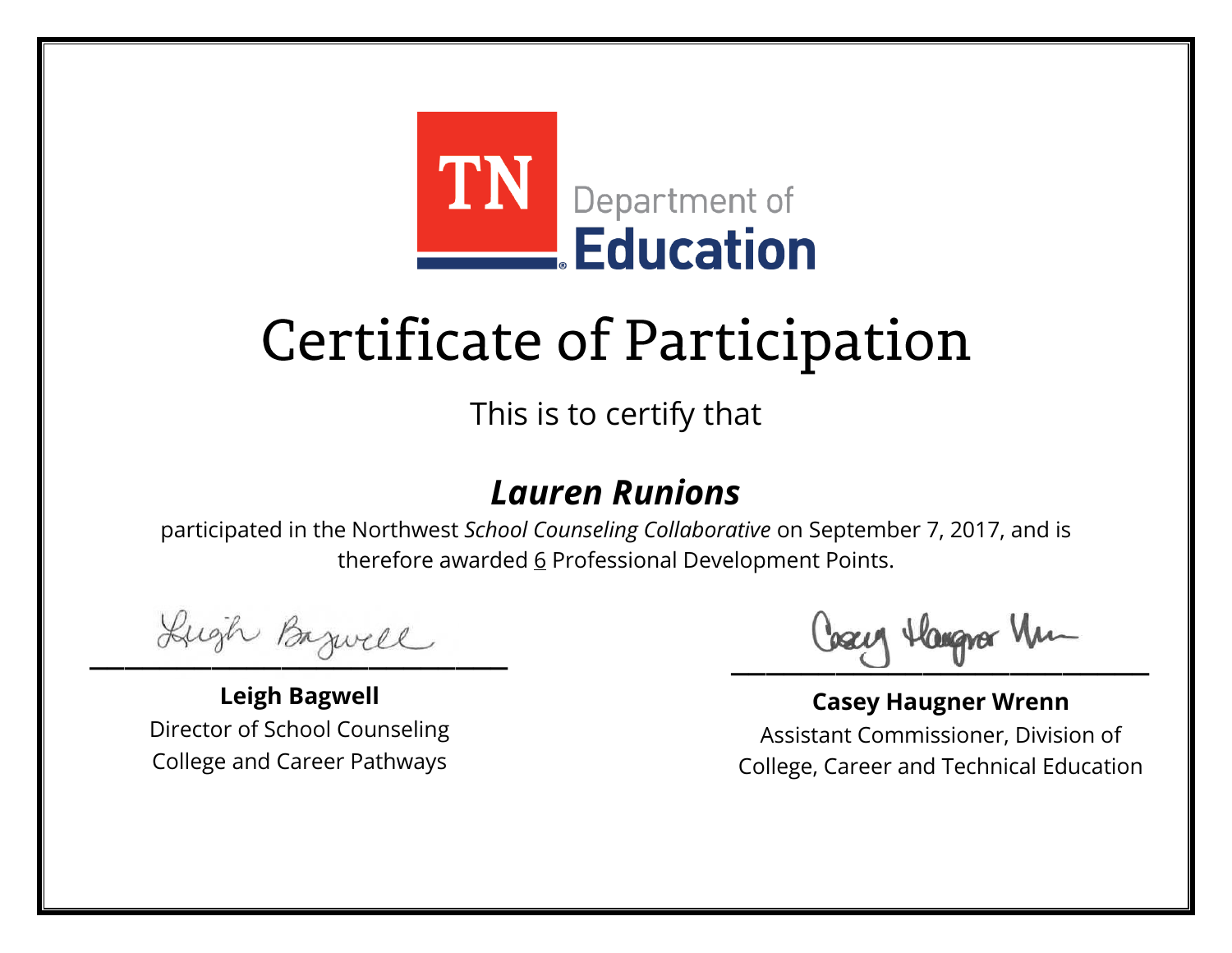TN Department of Education

# Certificate of Participation

This is to certify that

## ***Lauren Runions***

participated in the Northwest *School Counseling Collaborative* on September 7, 2017, and is therefore awarded 6 Professional Development Points.

**Leigh Bagwell**
Director of School Counseling
College and Career Pathways

**Casey Haugner Wrenn**
Assistant Commissioner, Division of
College, Career and Technical Education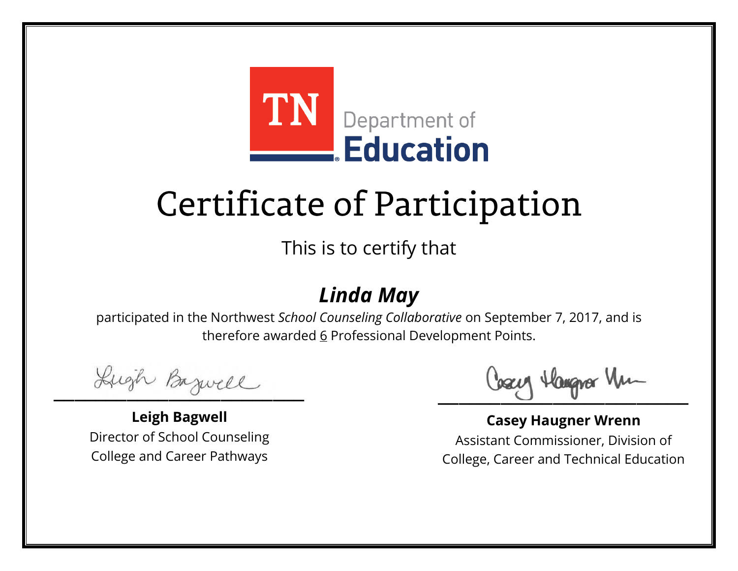TN Department of Education

# Certificate of Participation

This is to certify that

***Linda May***

participated in the Northwest *School Counseling Collaborative* on September 7, 2017, and is therefore awarded 6 Professional Development Points.

**Leigh Bagwell**
Director of School Counseling
College and Career Pathways

**Casey Haugner Wrenn**
Assistant Commissioner, Division of
College, Career and Technical Education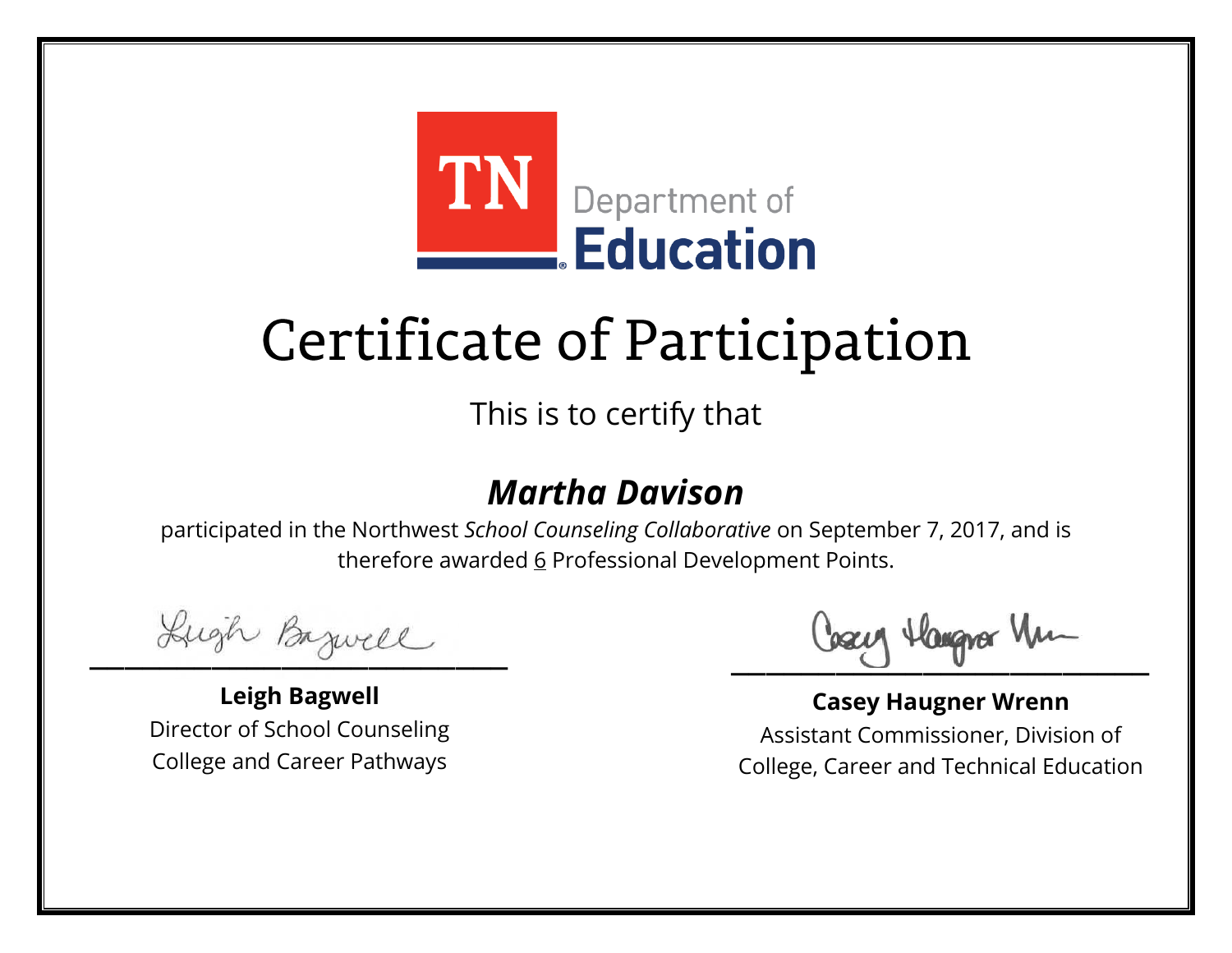TN Department of Education

# Certificate of Participation

This is to certify that

## ***Martha Davison***

participated in the Northwest *School Counseling Collaborative* on September 7, 2017, and is therefore awarded 6 Professional Development Points.

**Leigh Bagwell**
Director of School Counseling
College and Career Pathways

**Casey Haugner Wrenn**
Assistant Commissioner, Division of
College, Career and Technical Education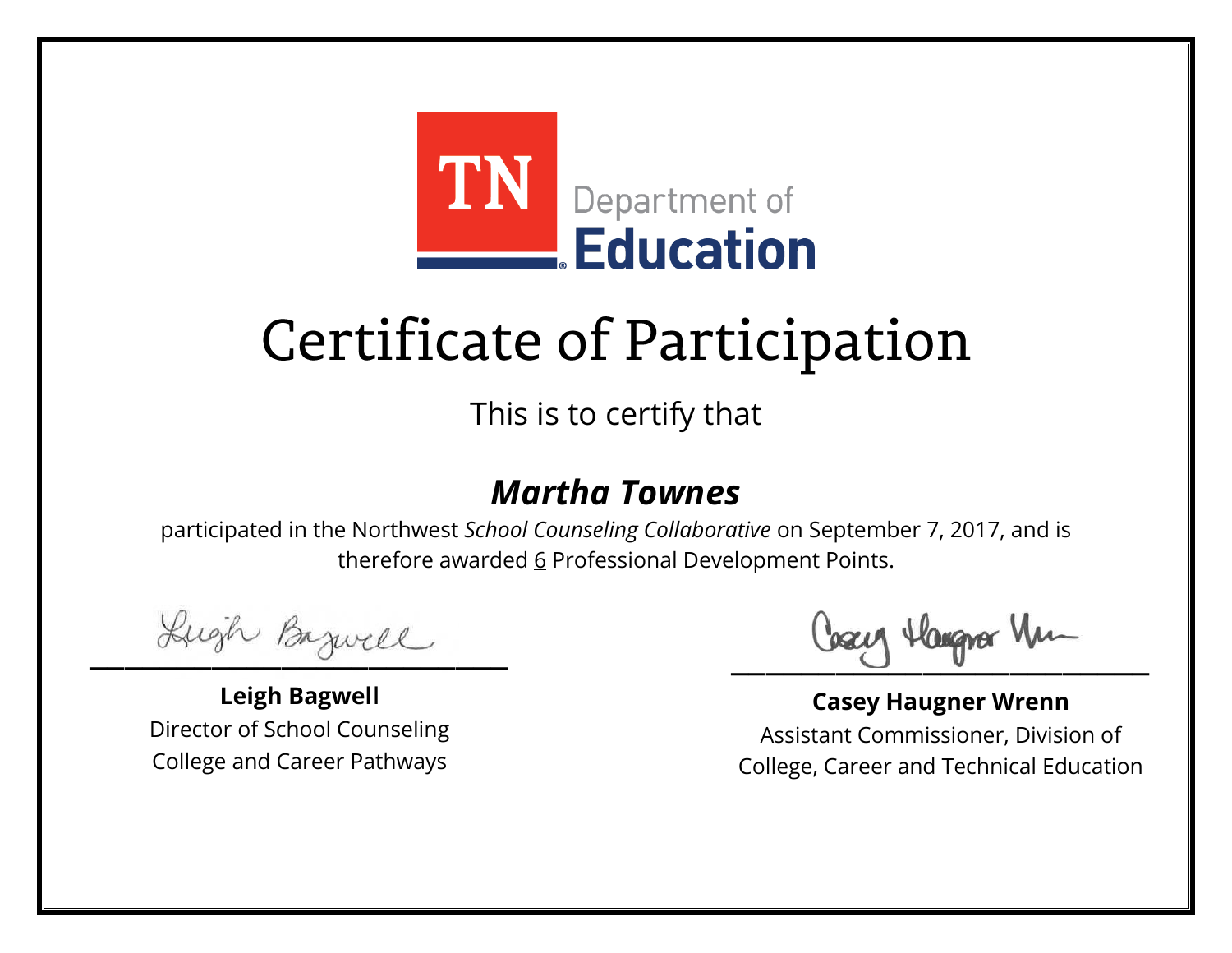TN Department of **Education**

# Certificate of Participation

This is to certify that

## ***Martha Townes***

participated in the Northwest *School Counseling Collaborative* on September 7, 2017, and is therefore awarded 6 Professional Development Points.

**Leigh Bagwell**
Director of School Counseling
College and Career Pathways

**Casey Haugner Wrenn**
Assistant Commissioner, Division of
College, Career and Technical Education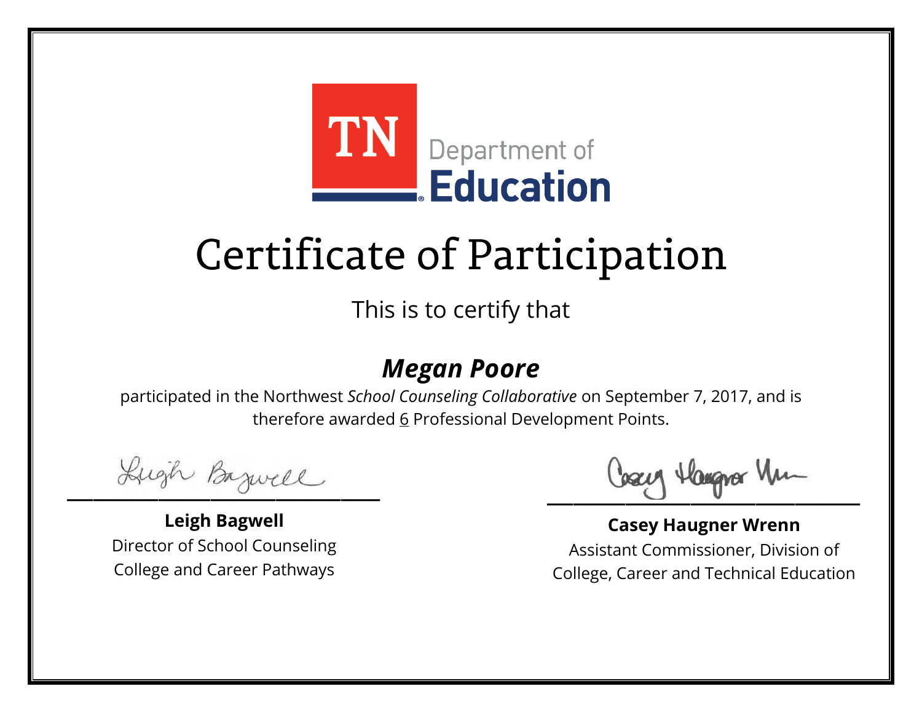TN Department of Education

# Certificate of Participation

This is to certify that

## ***Megan Poore***

participated in the Northwest *School Counseling Collaborative* on September 7, 2017, and is therefore awarded 6 Professional Development Points.

**Leigh Bagwell**
Director of School Counseling
College and Career Pathways

**Casey Haugner Wrenn**
Assistant Commissioner, Division of
College, Career and Technical Education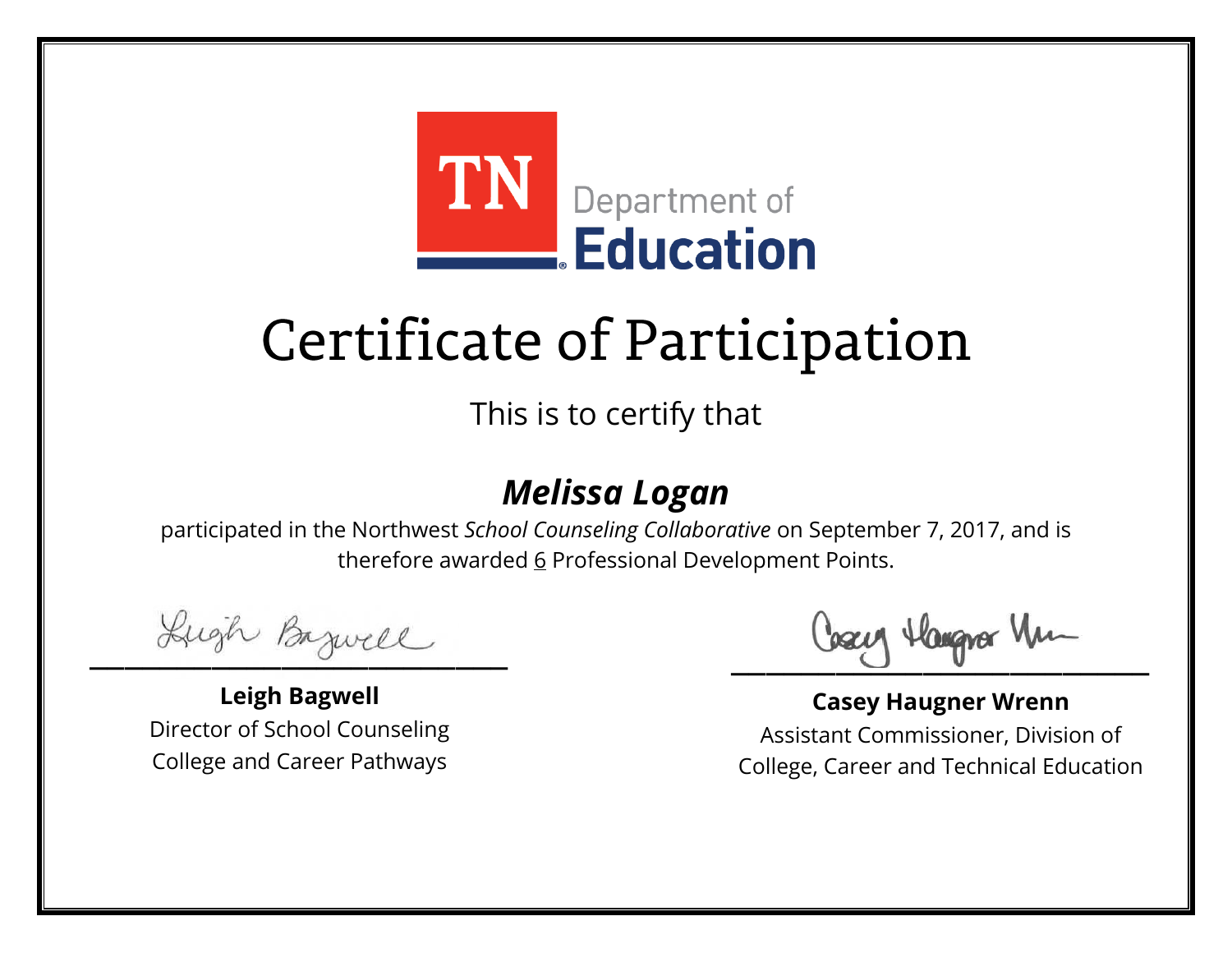TN Department of Education

# Certificate of Participation

This is to certify that

## *Melissa Logan*

participated in the Northwest *School Counseling Collaborative* on September 7, 2017, and is therefore awarded 6 Professional Development Points.

**Leigh Bagwell**
Director of School Counseling
College and Career Pathways

**Casey Haugner Wrenn**
Assistant Commissioner, Division of
College, Career and Technical Education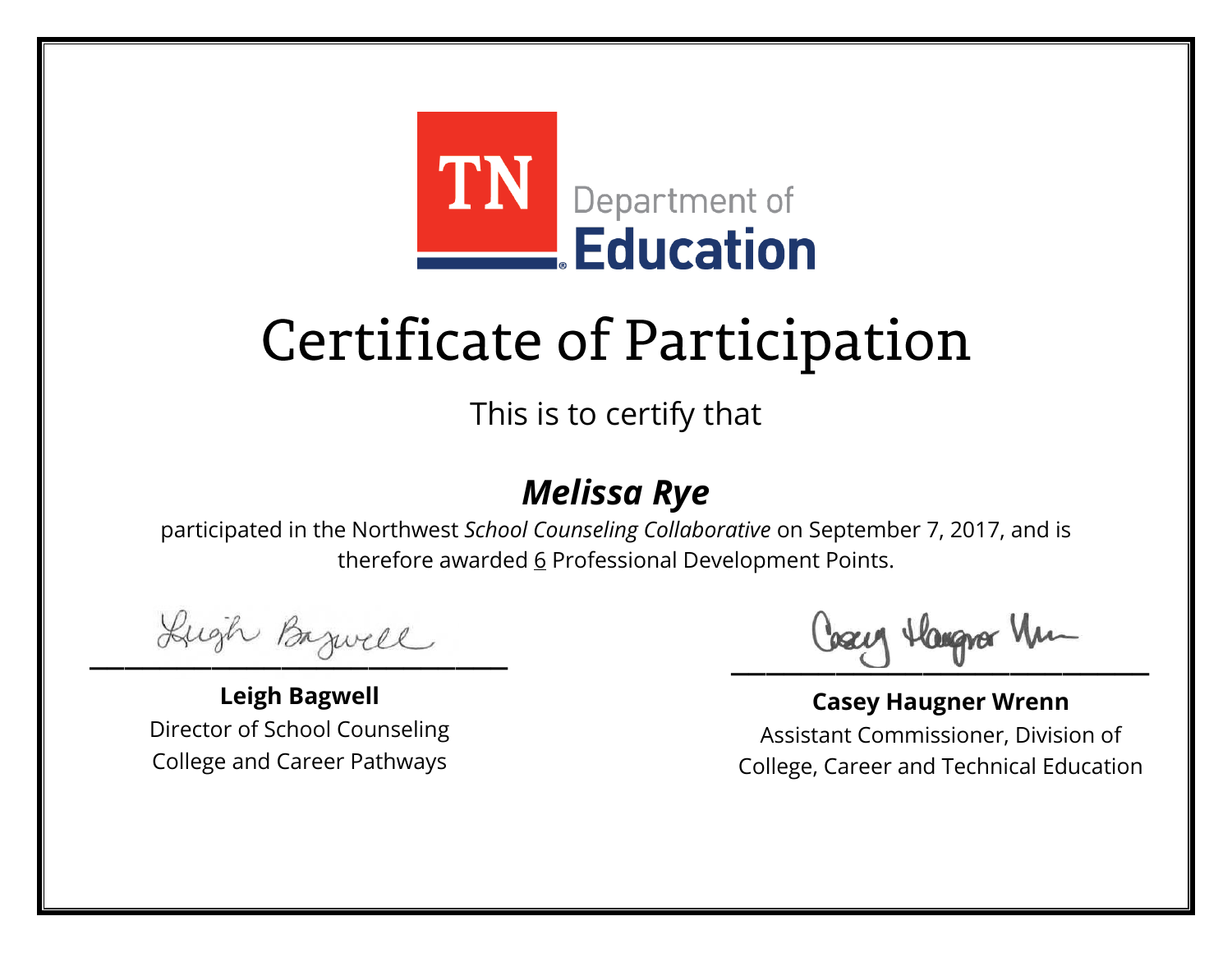TN Department of Education

# Certificate of Participation

This is to certify that

## ***Melissa Rye***

participated in the Northwest *School Counseling Collaborative* on September 7, 2017, and is therefore awarded 6 Professional Development Points.

**Leigh Bagwell**
Director of School Counseling
College and Career Pathways

**Casey Haugner Wrenn**
Assistant Commissioner, Division of
College, Career and Technical Education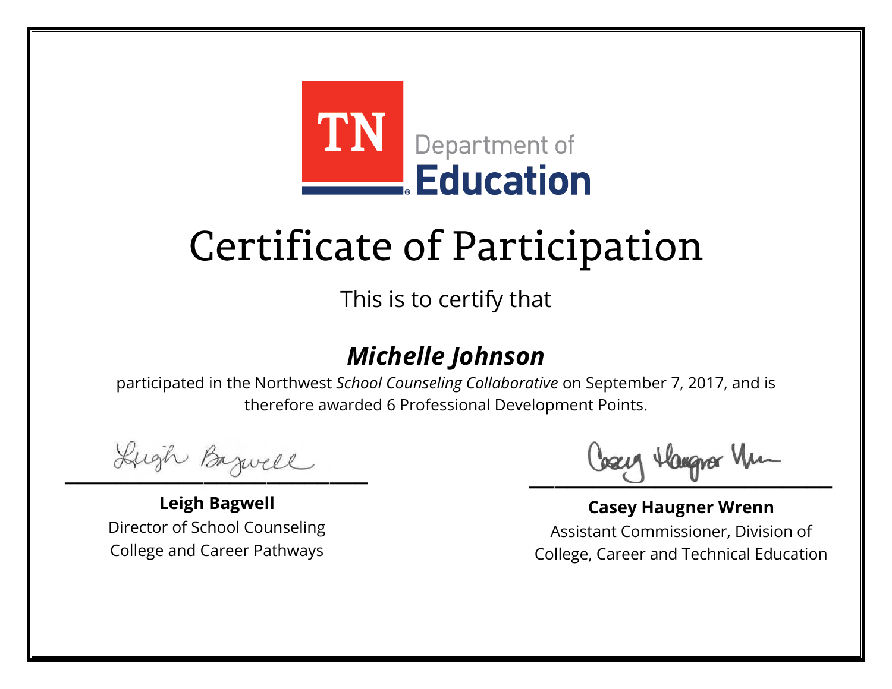TN Department of Education

# Certificate of Participation

This is to certify that

## ***Michelle Johnson***

participated in the Northwest *School Counseling Collaborative* on September 7, 2017, and is therefore awarded 6 Professional Development Points.

**Leigh Bagwell**
Director of School Counseling
College and Career Pathways

**Casey Haugner Wrenn**
Assistant Commissioner, Division of
College, Career and Technical Education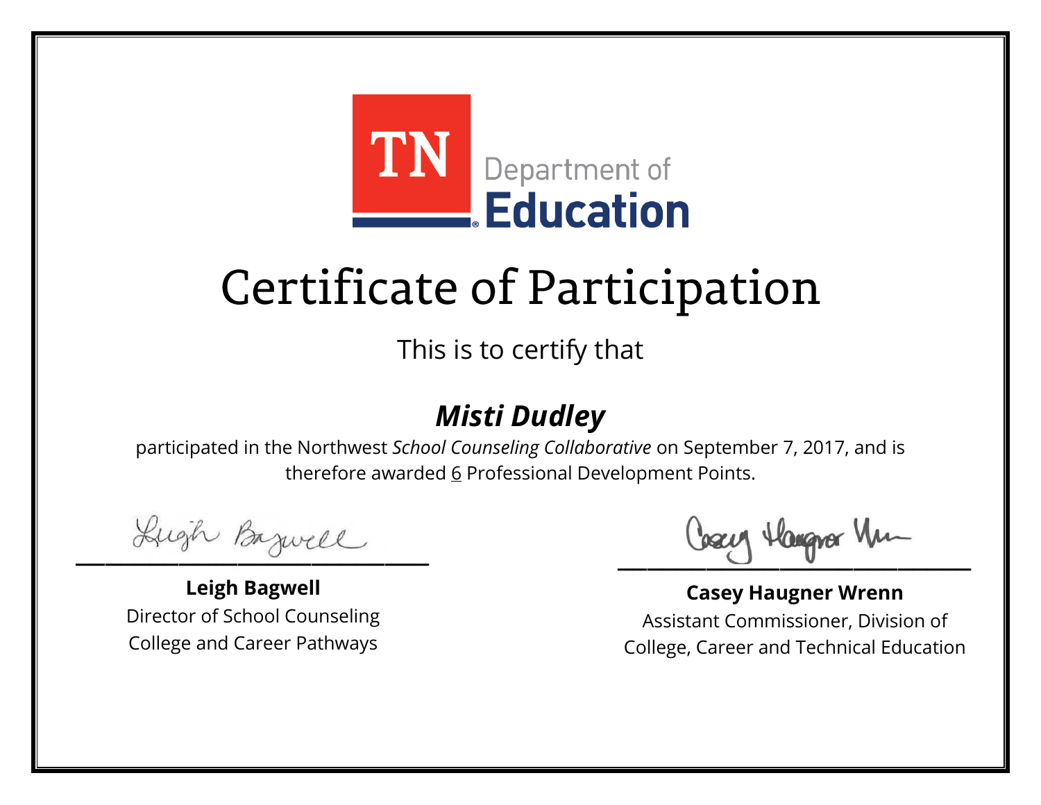TN Department of Education

# Certificate of Participation

This is to certify that

## ***Misti Dudley***

participated in the Northwest *School Counseling Collaborative* on September 7, 2017, and is therefore awarded 6 Professional Development Points.

**Leigh Bagwell**
Director of School Counseling
College and Career Pathways

**Casey Haugner Wrenn**
Assistant Commissioner, Division of
College, Career and Technical Education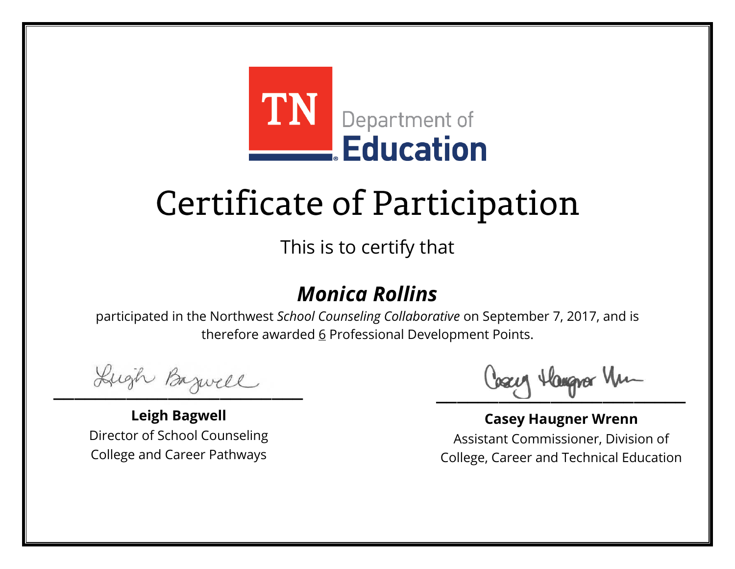TN Department of Education

# Certificate of Participation

This is to certify that

## *Monica Rollins*

participated in the Northwest *School Counseling Collaborative* on September 7, 2017, and is therefore awarded 6 Professional Development Points.

**Leigh Bagwell**
Director of School Counseling
College and Career Pathways

**Casey Haugner Wrenn**
Assistant Commissioner, Division of
College, Career and Technical Education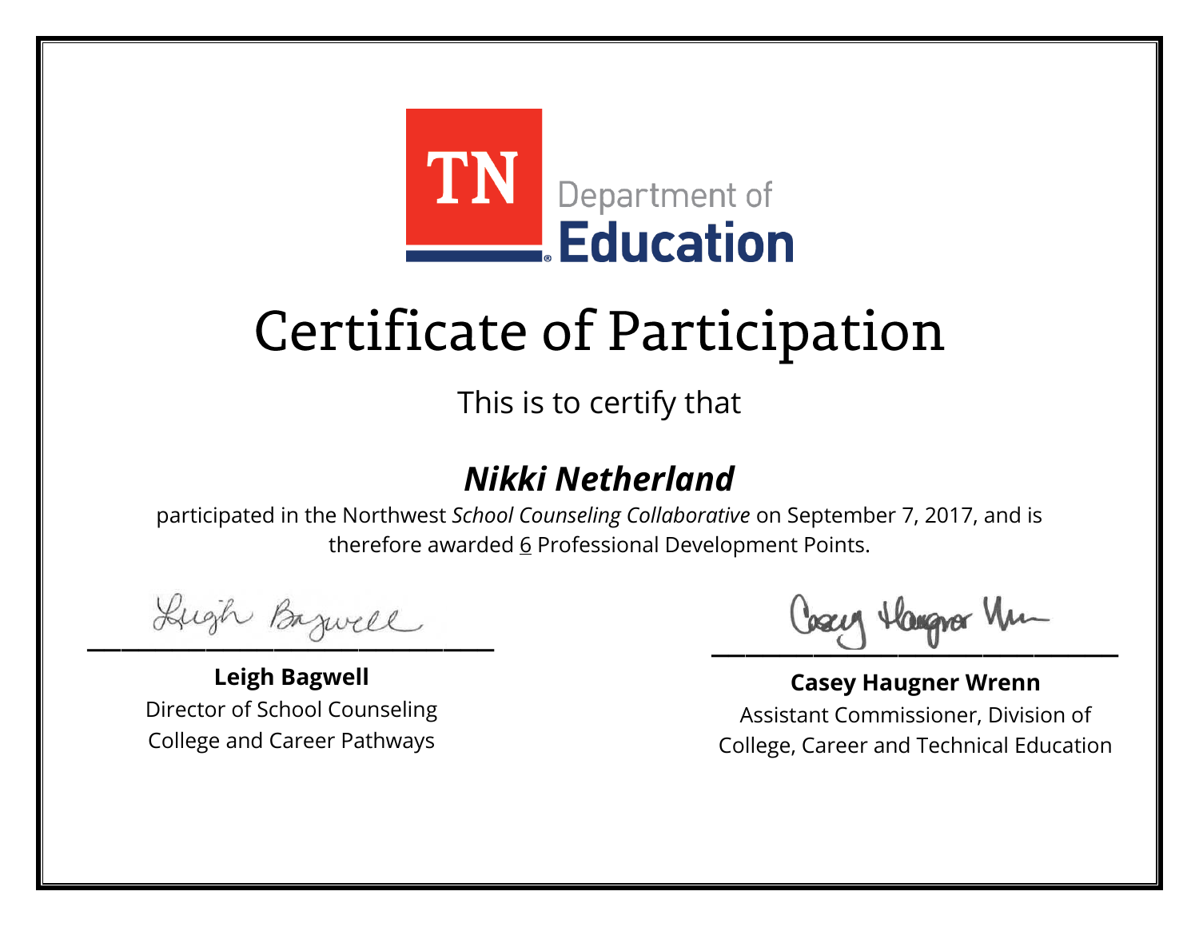TN Department of Education

# Certificate of Participation

This is to certify that

## ***Nikki Netherland***

participated in the Northwest *School Counseling Collaborative* on September 7, 2017, and is therefore awarded 6 Professional Development Points.

**Leigh Bagwell**
Director of School Counseling
College and Career Pathways

**Casey Haugner Wrenn**
Assistant Commissioner, Division of College, Career and Technical Education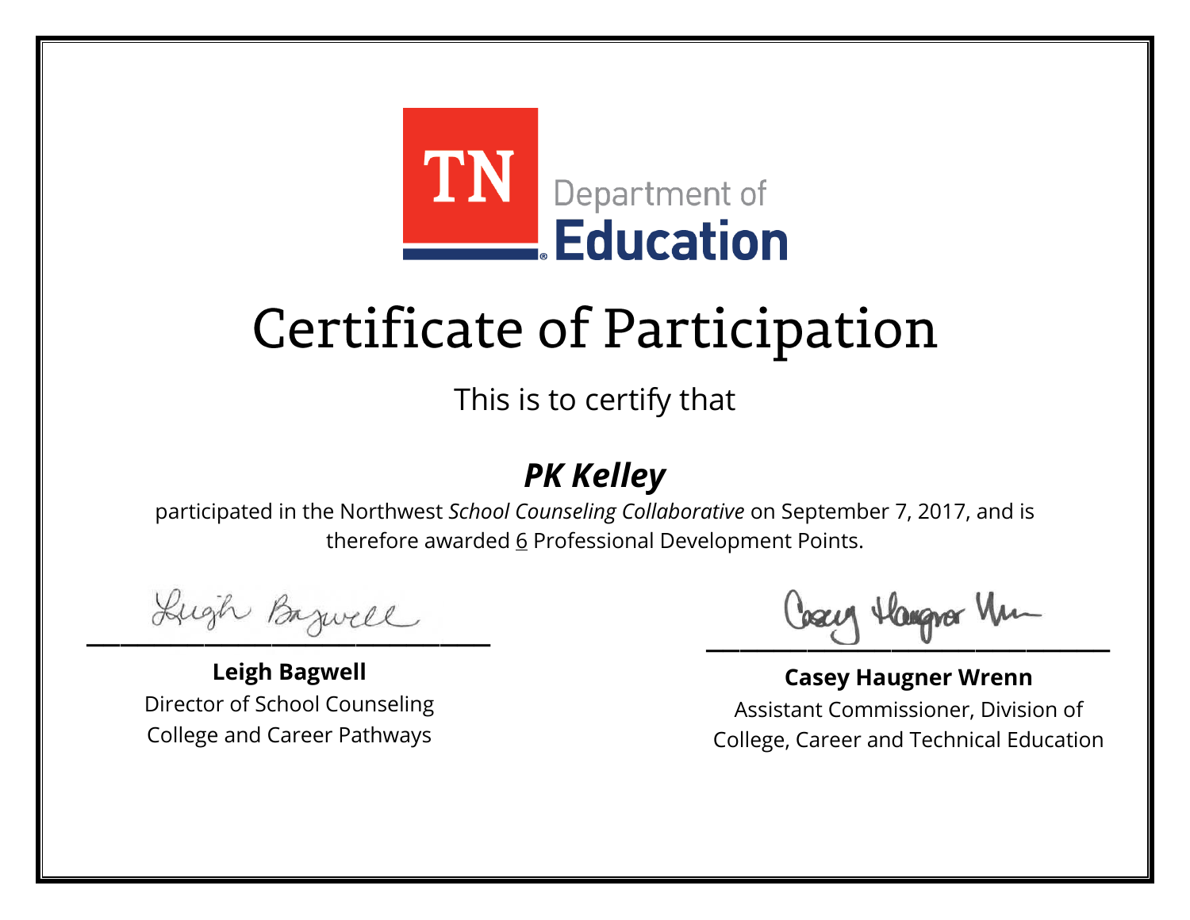TN Department of Education

# Certificate of Participation

This is to certify that

## *PK Kelley*

participated in the Northwest *School Counseling Collaborative* on September 7, 2017, and is therefore awarded 6 Professional Development Points.

**Leigh Bagwell**
Director of School Counseling
College and Career Pathways

**Casey Haugner Wrenn**
Assistant Commissioner, Division of
College, Career and Technical Education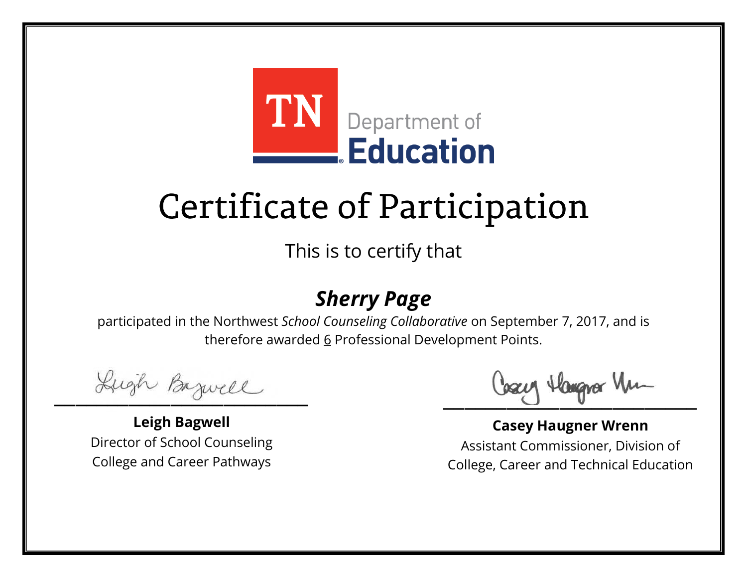TN Department of Education

# Certificate of Participation

This is to certify that

## ***Sherry Page***

participated in the Northwest *School Counseling Collaborative* on September 7, 2017, and is therefore awarded 6 Professional Development Points.

**Leigh Bagwell**
Director of School Counseling
College and Career Pathways

**Casey Haugner Wrenn**
Assistant Commissioner, Division of
College, Career and Technical Education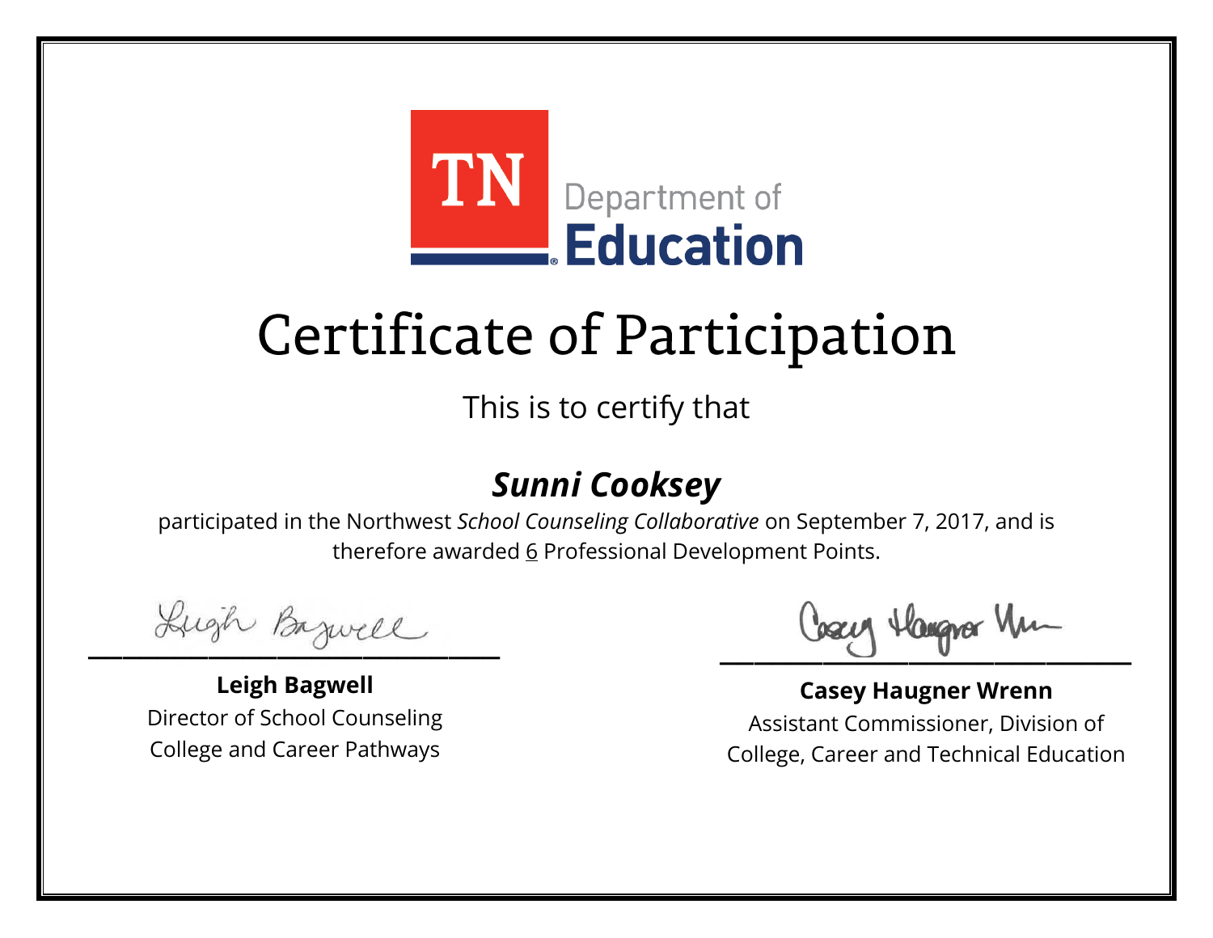TN Department of **Education**

# Certificate of Participation

This is to certify that

## ***Sunni Cooksey***

participated in the Northwest *School Counseling Collaborative* on September 7, 2017, and is therefore awarded 6 Professional Development Points.

**Leigh Bagwell**
Director of School Counseling
College and Career Pathways

**Casey Haugner Wrenn**
Assistant Commissioner, Division of
College, Career and Technical Education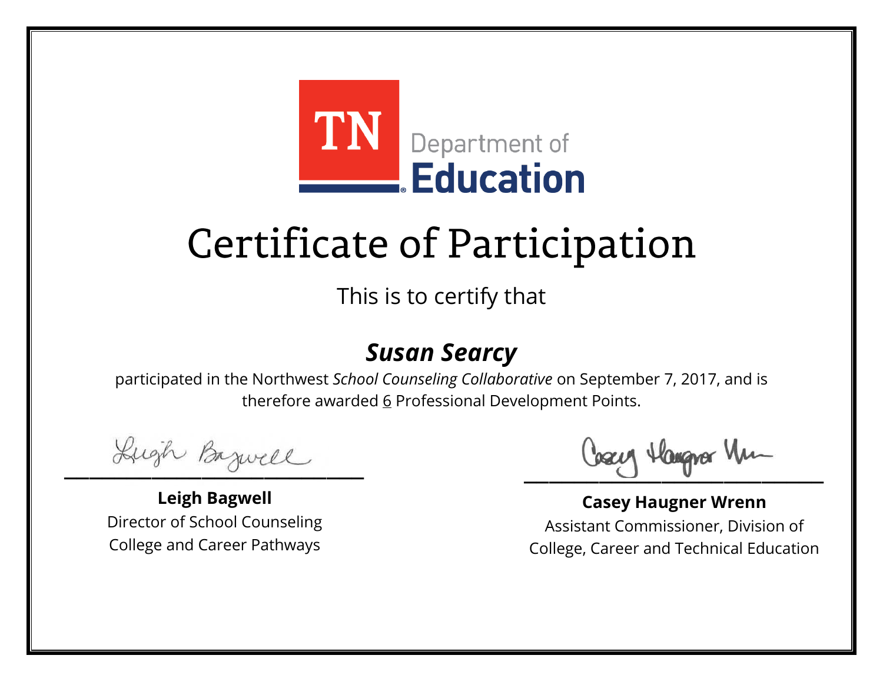TN Department of Education

# Certificate of Participation

This is to certify that

## ***Susan Searcy***

participated in the Northwest *School Counseling Collaborative* on September 7, 2017, and is therefore awarded 6 Professional Development Points.

**Leigh Bagwell**
Director of School Counseling
College and Career Pathways

**Casey Haugner Wrenn**
Assistant Commissioner, Division of
College, Career and Technical Education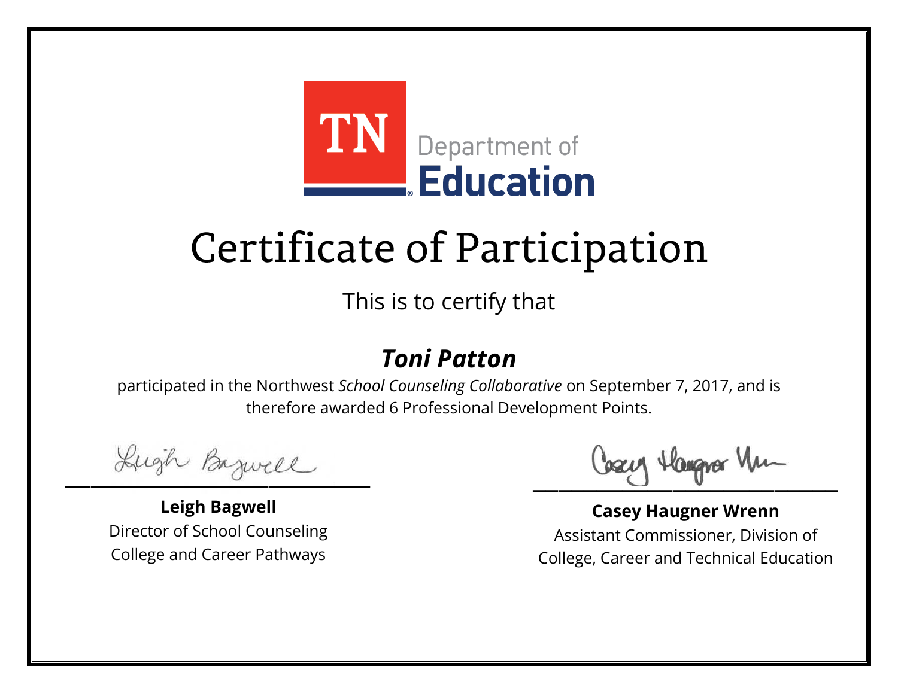TN Department of Education

# Certificate of Participation

This is to certify that

## *Toni Patton*

participated in the Northwest *School Counseling Collaborative* on September 7, 2017, and is therefore awarded 6 Professional Development Points.

**Leigh Bagwell**
Director of School Counseling
College and Career Pathways

**Casey Haugner Wrenn**
Assistant Commissioner, Division of
College, Career and Technical Education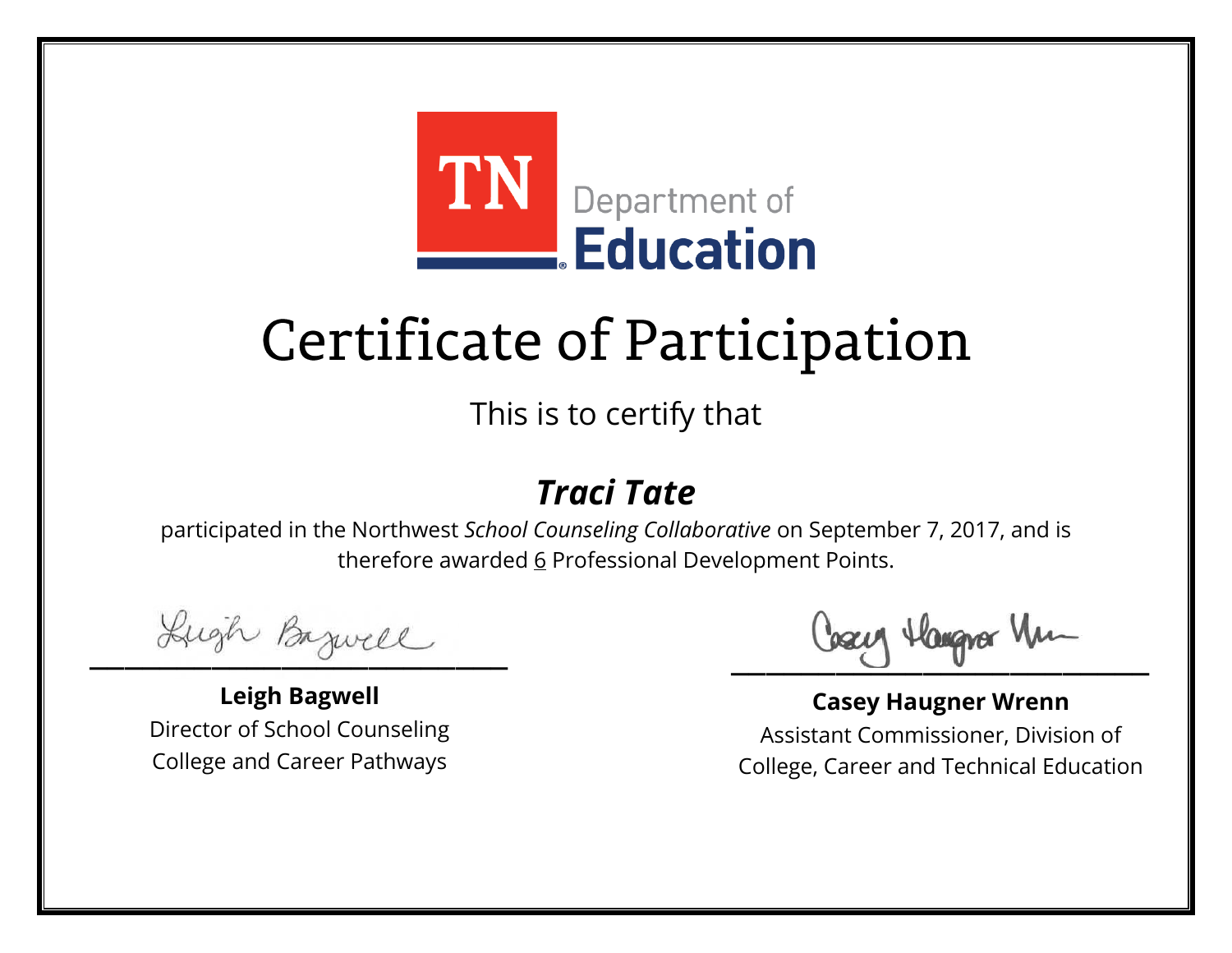TN Department of Education

# Certificate of Participation

This is to certify that

***Traci Tate***

participated in the Northwest *School Counseling Collaborative* on September 7, 2017, and is therefore awarded 6 Professional Development Points.

**Leigh Bagwell**
Director of School Counseling
College and Career Pathways

**Casey Haugner Wrenn**
Assistant Commissioner, Division of
College, Career and Technical Education